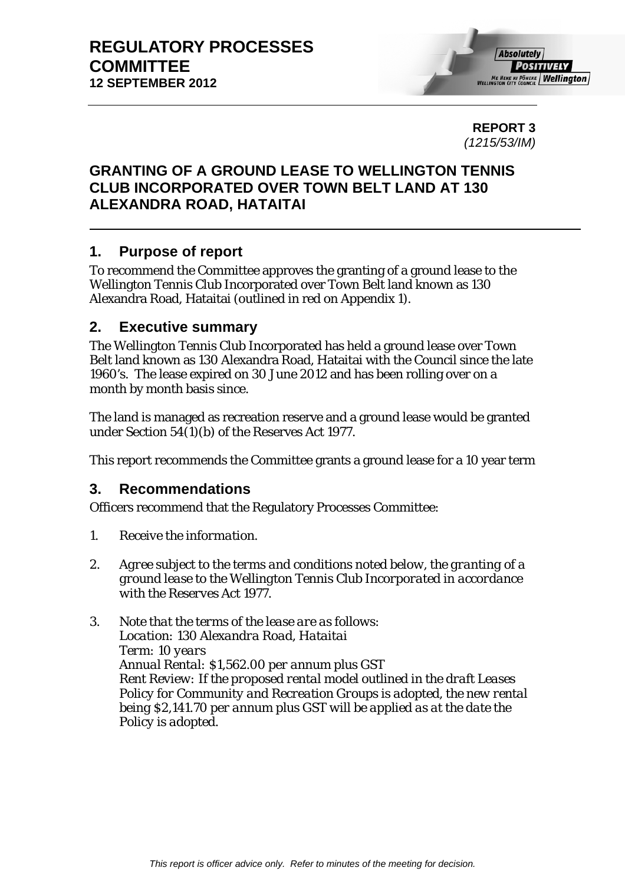# REGULATORY PROCESSES COMMITTEE
**12 SEPTEMBER 2012**

**REPORT 3**
*(1215/53/IM)*

## GRANTING OF A GROUND LEASE TO WELLINGTON TENNIS CLUB INCORPORATED OVER TOWN BELT LAND AT 130 ALEXANDRA ROAD, HATAITAI

## 1. Purpose of report

To recommend the Committee approves the granting of a ground lease to the Wellington Tennis Club Incorporated over Town Belt land known as 130 Alexandra Road, Hataitai (outlined in red on Appendix 1).

## 2. Executive summary

The Wellington Tennis Club Incorporated has held a ground lease over Town Belt land known as 130 Alexandra Road, Hataitai with the Council since the late 1960's. The lease expired on 30 June 2012 and has been rolling over on a month by month basis since.

The land is managed as recreation reserve and a ground lease would be granted under Section 54(1)(b) of the Reserves Act 1977.

This report recommends the Committee grants a ground lease for a 10 year term

## 3. Recommendations

Officers recommend that the Regulatory Processes Committee:

1. *Receive the information.*
2. *Agree subject to the terms and conditions noted below, the granting of a ground lease to the Wellington Tennis Club Incorporated in accordance with the Reserves Act 1977.*
3. *Note that the terms of the lease are as follows:*
   *Location: 130 Alexandra Road, Hataitai*
   *Term: 10 years*
   *Annual Rental: $1,562.00 per annum plus GST*
   *Rent Review: If the proposed rental model outlined in the draft Leases Policy for Community and Recreation Groups is adopted, the new rental being $2,141.70 per annum plus GST will be applied as at the date the Policy is adopted.*

*This report is officer advice only. Refer to minutes of the meeting for decision.*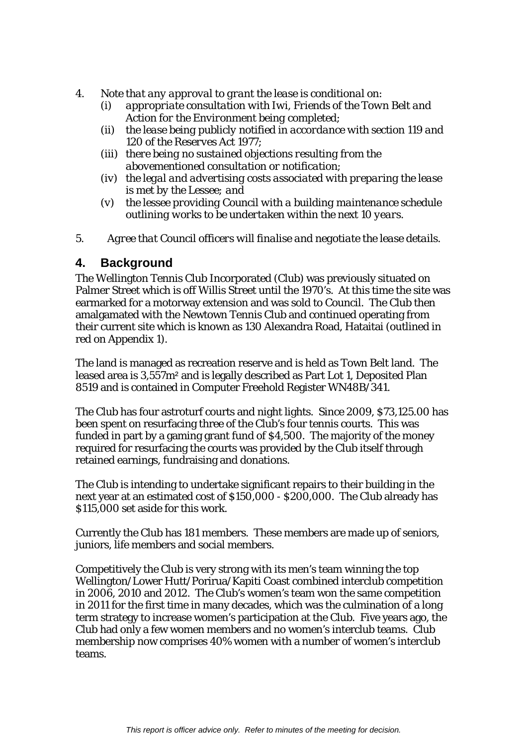4. *Note that any approval to grant the lease is conditional on:*
   (i) *appropriate consultation with Iwi, Friends of the Town Belt and Action for the Environment being completed;*
   (ii) *the lease being publicly notified in accordance with section 119 and 120 of the Reserves Act 1977;*
   (iii) *there being no sustained objections resulting from the abovementioned consultation or notification;*
   (iv) *the legal and advertising costs associated with preparing the lease is met by the Lessee; and*
   (v) *the lessee providing Council with a building maintenance schedule outlining works to be undertaken within the next 10 years.*

5. *Agree that Council officers will finalise and negotiate the lease details.*

## 4. Background

The Wellington Tennis Club Incorporated (Club) was previously situated on Palmer Street which is off Willis Street until the 1970's. At this time the site was earmarked for a motorway extension and was sold to Council. The Club then amalgamated with the Newtown Tennis Club and continued operating from their current site which is known as 130 Alexandra Road, Hataitai (outlined in red on Appendix 1).

The land is managed as recreation reserve and is held as Town Belt land. The leased area is 3,557m² and is legally described as Part Lot 1, Deposited Plan 8519 and is contained in Computer Freehold Register WN48B/341.

The Club has four astroturf courts and night lights. Since 2009, $73,125.00 has been spent on resurfacing three of the Club's four tennis courts. This was funded in part by a gaming grant fund of $4,500. The majority of the money required for resurfacing the courts was provided by the Club itself through retained earnings, fundraising and donations.

The Club is intending to undertake significant repairs to their building in the next year at an estimated cost of $150,000 - $200,000. The Club already has $115,000 set aside for this work.

Currently the Club has 181 members. These members are made up of seniors, juniors, life members and social members.

Competitively the Club is very strong with its men's team winning the top Wellington/Lower Hutt/Porirua/Kapiti Coast combined interclub competition in 2006, 2010 and 2012. The Club's women's team won the same competition in 2011 for the first time in many decades, which was the culmination of a long term strategy to increase women's participation at the Club. Five years ago, the Club had only a few women members and no women's interclub teams. Club membership now comprises 40% women with a number of women's interclub teams.

*This report is officer advice only. Refer to minutes of the meeting for decision.*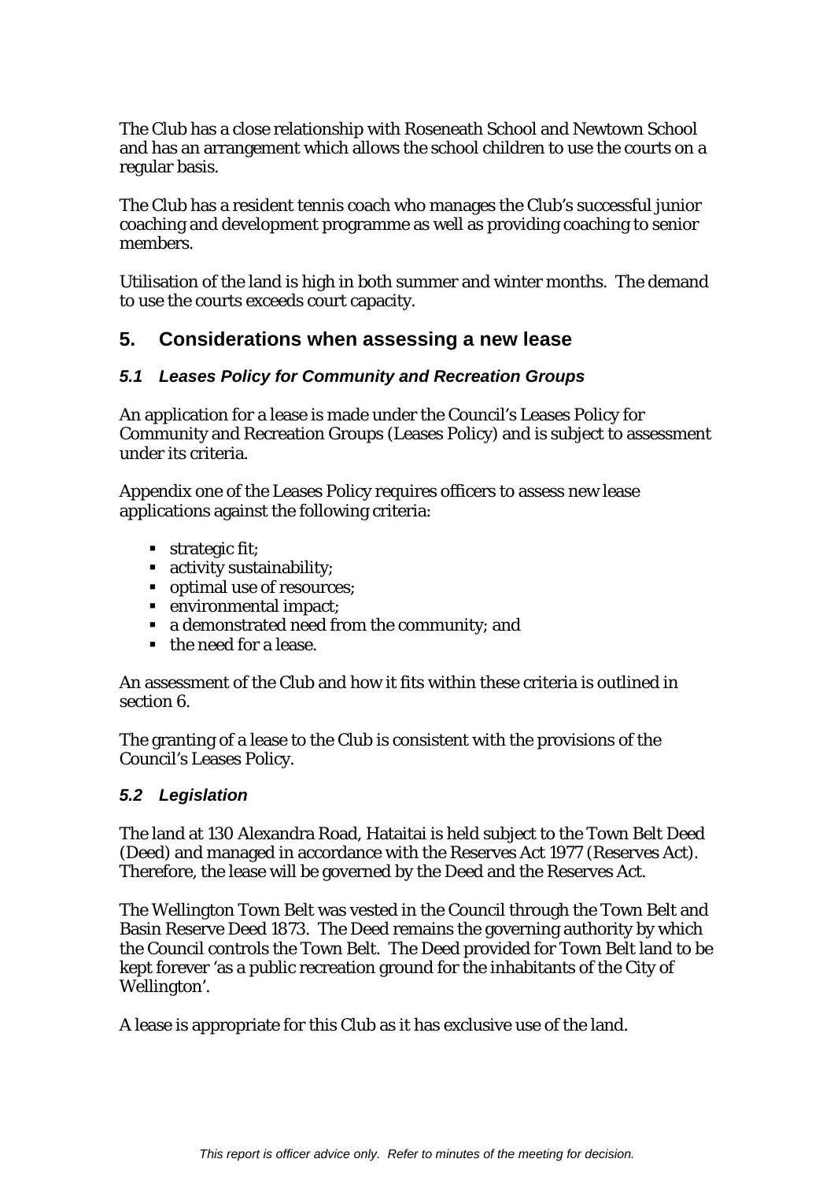The Club has a close relationship with Roseneath School and Newtown School and has an arrangement which allows the school children to use the courts on a regular basis.

The Club has a resident tennis coach who manages the Club's successful junior coaching and development programme as well as providing coaching to senior members.

Utilisation of the land is high in both summer and winter months. The demand to use the courts exceeds court capacity.

## 5. Considerations when assessing a new lease

### *5.1 Leases Policy for Community and Recreation Groups*

An application for a lease is made under the Council's Leases Policy for Community and Recreation Groups (Leases Policy) and is subject to assessment under its criteria.

Appendix one of the Leases Policy requires officers to assess new lease applications against the following criteria:

- strategic fit;
- activity sustainability;
- optimal use of resources;
- environmental impact;
- a demonstrated need from the community; and
- the need for a lease.

An assessment of the Club and how it fits within these criteria is outlined in section 6.

The granting of a lease to the Club is consistent with the provisions of the Council's Leases Policy.

### *5.2 Legislation*

The land at 130 Alexandra Road, Hataitai is held subject to the Town Belt Deed (Deed) and managed in accordance with the Reserves Act 1977 (Reserves Act). Therefore, the lease will be governed by the Deed and the Reserves Act.

The Wellington Town Belt was vested in the Council through the Town Belt and Basin Reserve Deed 1873. The Deed remains the governing authority by which the Council controls the Town Belt. The Deed provided for Town Belt land to be kept forever 'as a public recreation ground for the inhabitants of the City of Wellington'.

A lease is appropriate for this Club as it has exclusive use of the land.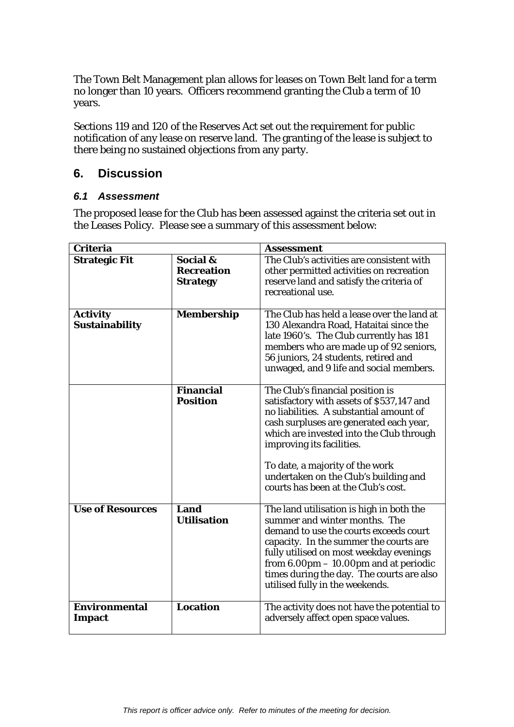The Town Belt Management plan allows for leases on Town Belt land for a term no longer than 10 years. Officers recommend granting the Club a term of 10 years.

Sections 119 and 120 of the Reserves Act set out the requirement for public notification of any lease on reserve land. The granting of the lease is subject to there being no sustained objections from any party.

## 6. Discussion

### *6.1 Assessment*

The proposed lease for the Club has been assessed against the criteria set out in the Leases Policy. Please see a summary of this assessment below:

| **Criteria** | | **Assessment** |
|---|---|---|
| **Strategic Fit** | **Social & Recreation Strategy** | The Club's activities are consistent with other permitted activities on recreation reserve land and satisfy the criteria of recreational use. |
| **Activity Sustainability** | **Membership** | The Club has held a lease over the land at 130 Alexandra Road, Hataitai since the late 1960's. The Club currently has 181 members who are made up of 92 seniors, 56 juniors, 24 students, retired and unwaged, and 9 life and social members. |
| | **Financial Position** | The Club's financial position is satisfactory with assets of $537,147 and no liabilities. A substantial amount of cash surpluses are generated each year, which are invested into the Club through improving its facilities.<br><br>To date, a majority of the work undertaken on the Club's building and courts has been at the Club's cost. |
| **Use of Resources** | **Land Utilisation** | The land utilisation is high in both the summer and winter months. The demand to use the courts exceeds court capacity. In the summer the courts are fully utilised on most weekday evenings from 6.00pm – 10.00pm and at periodic times during the day. The courts are also utilised fully in the weekends. |
| **Environmental Impact** | **Location** | The activity does not have the potential to adversely affect open space values. |

*This report is officer advice only. Refer to minutes of the meeting for decision.*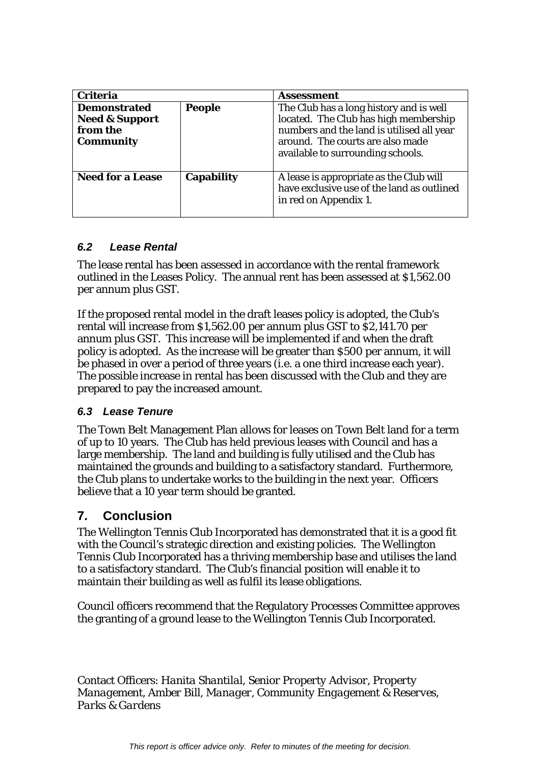| Criteria | | Assessment |
|---|---|---|
| **Demonstrated Need & Support from the Community** | **People** | The Club has a long history and is well located. The Club has high membership numbers and the land is utilised all year around. The courts are also made available to surrounding schools. |
| **Need for a Lease** | **Capability** | A lease is appropriate as the Club will have exclusive use of the land as outlined in red on Appendix 1. |

### *6.2 Lease Rental*

The lease rental has been assessed in accordance with the rental framework outlined in the Leases Policy. The annual rent has been assessed at $1,562.00 per annum plus GST.

If the proposed rental model in the draft leases policy is adopted, the Club's rental will increase from $1,562.00 per annum plus GST to $2,141.70 per annum plus GST. This increase will be implemented if and when the draft policy is adopted. As the increase will be greater than $500 per annum, it will be phased in over a period of three years (i.e. a one third increase each year). The possible increase in rental has been discussed with the Club and they are prepared to pay the increased amount.

### *6.3 Lease Tenure*

The Town Belt Management Plan allows for leases on Town Belt land for a term of up to 10 years. The Club has held previous leases with Council and has a large membership. The land and building is fully utilised and the Club has maintained the grounds and building to a satisfactory standard. Furthermore, the Club plans to undertake works to the building in the next year. Officers believe that a 10 year term should be granted.

## 7. Conclusion

The Wellington Tennis Club Incorporated has demonstrated that it is a good fit with the Council's strategic direction and existing policies. The Wellington Tennis Club Incorporated has a thriving membership base and utilises the land to a satisfactory standard. The Club's financial position will enable it to maintain their building as well as fulfil its lease obligations.

Council officers recommend that the Regulatory Processes Committee approves the granting of a ground lease to the Wellington Tennis Club Incorporated.

Contact Officers: *Hanita Shantilal, Senior Property Advisor, Property Management, Amber Bill, Manager, Community Engagement & Reserves, Parks & Gardens*

*This report is officer advice only. Refer to minutes of the meeting for decision.*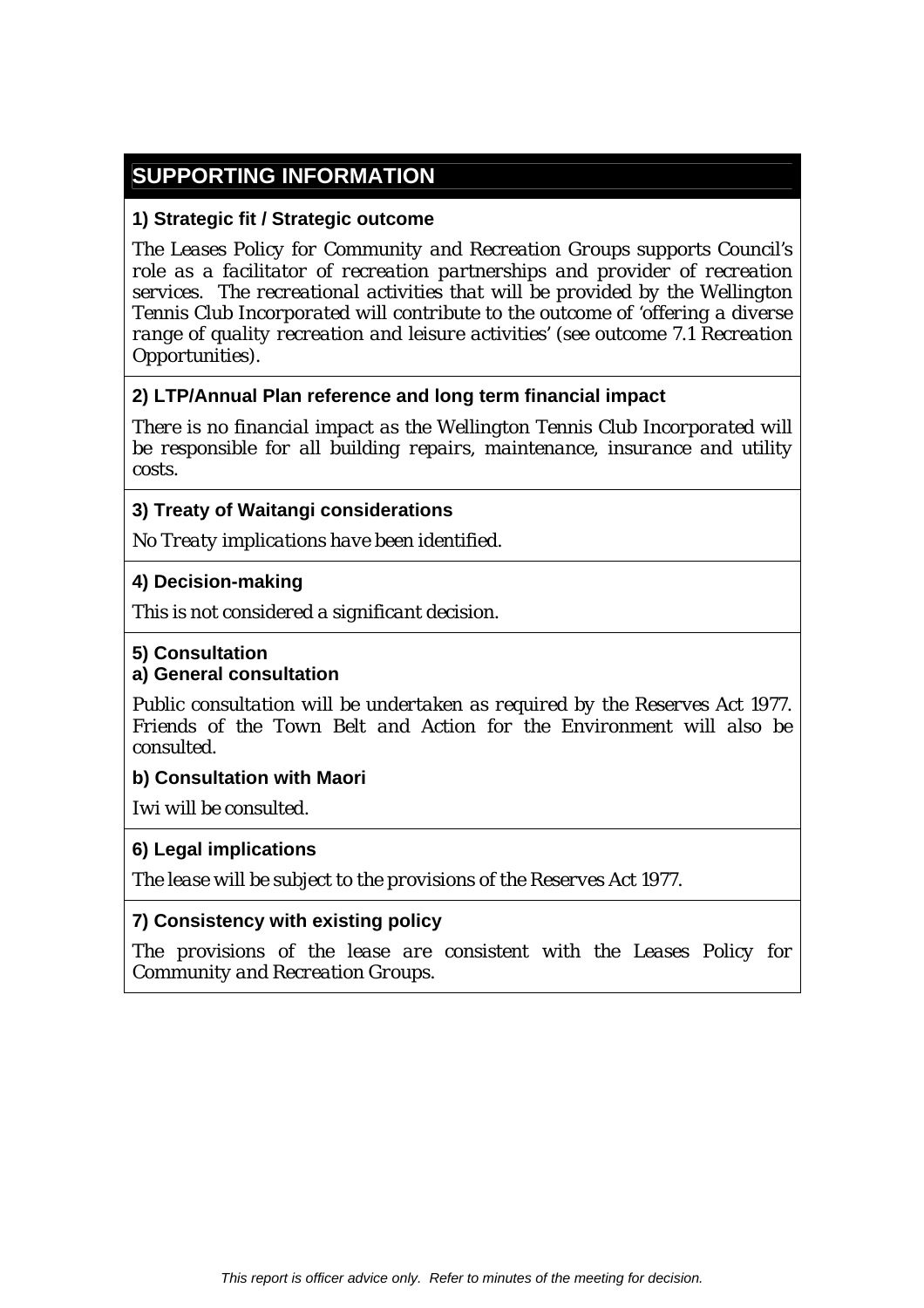## SUPPORTING INFORMATION

### 1) Strategic fit / Strategic outcome

*The Leases Policy for Community and Recreation Groups supports Council's role as a facilitator of recreation partnerships and provider of recreation services. The recreational activities that will be provided by the Wellington Tennis Club Incorporated will contribute to the outcome of 'offering a diverse range of quality recreation and leisure activities' (see outcome 7.1 Recreation Opportunities).*

### 2) LTP/Annual Plan reference and long term financial impact

*There is no financial impact as the Wellington Tennis Club Incorporated will be responsible for all building repairs, maintenance, insurance and utility costs.*

### 3) Treaty of Waitangi considerations

*No Treaty implications have been identified.*

### 4) Decision-making

*This is not considered a significant decision.*

### 5) Consultation

#### a) General consultation

*Public consultation will be undertaken as required by the Reserves Act 1977. Friends of the Town Belt and Action for the Environment will also be consulted.*

#### b) Consultation with Maori

*Iwi will be consulted.*

### 6) Legal implications

*The lease will be subject to the provisions of the Reserves Act 1977.*

### 7) Consistency with existing policy

*The provisions of the lease are consistent with the Leases Policy for Community and Recreation Groups.*

*This report is officer advice only. Refer to minutes of the meeting for decision.*